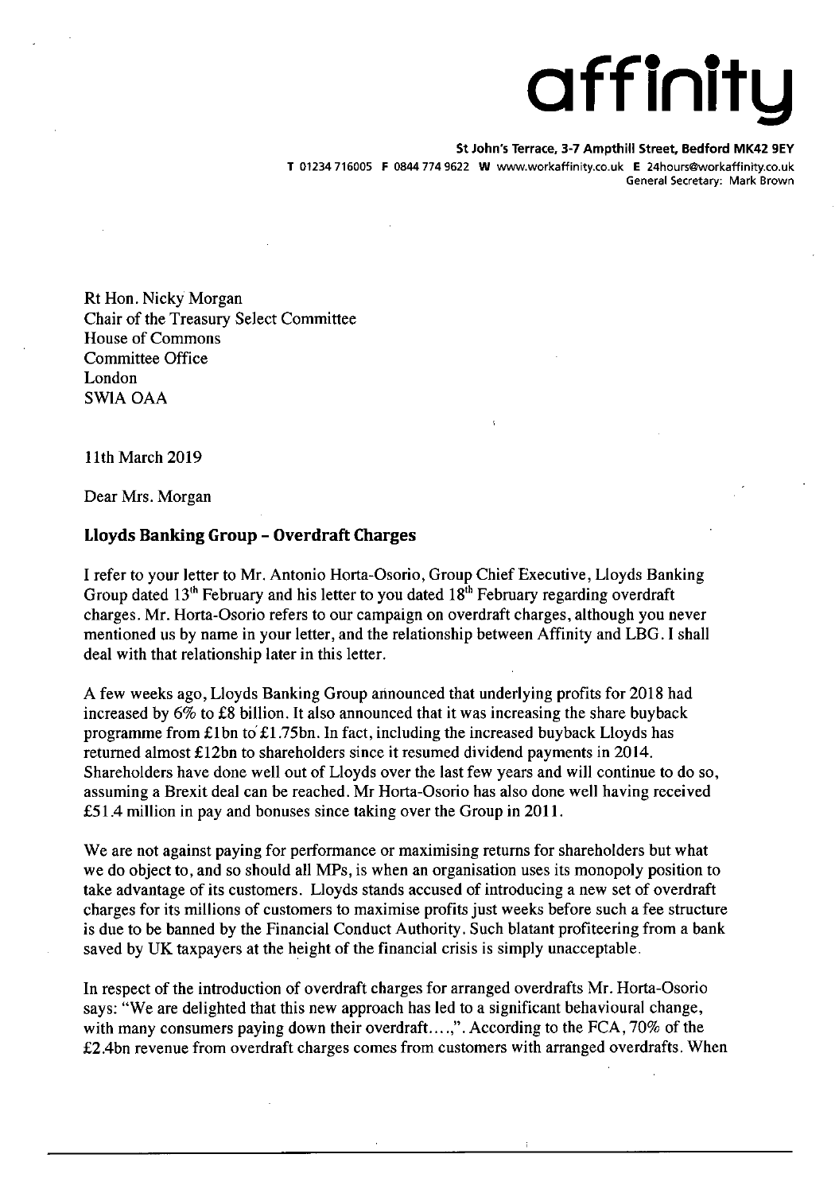# affinity

**St John's Terrace, 3-7 Ampthill Street, Bedford MK42 9EY**
**T** 01234 716005 **F** 0844 774 9622 **W** www.workaffinity.co.uk **E** 24hours@workaffinity.co.uk
General Secretary: Mark Brown

Rt Hon. Nicky Morgan
Chair of the Treasury Select Committee
House of Commons
Committee Office
London
SWIA OAA

11th March 2019

Dear Mrs. Morgan

## Lloyds Banking Group – Overdraft Charges

I refer to your letter to Mr. Antonio Horta-Osorio, Group Chief Executive, Lloyds Banking Group dated 13th February and his letter to you dated 18th February regarding overdraft charges. Mr. Horta-Osorio refers to our campaign on overdraft charges, although you never mentioned us by name in your letter, and the relationship between Affinity and LBG. I shall deal with that relationship later in this letter.

A few weeks ago, Lloyds Banking Group announced that underlying profits for 2018 had increased by 6% to £8 billion. It also announced that it was increasing the share buyback programme from £1bn to £1.75bn. In fact, including the increased buyback Lloyds has returned almost £12bn to shareholders since it resumed dividend payments in 2014. Shareholders have done well out of Lloyds over the last few years and will continue to do so, assuming a Brexit deal can be reached. Mr Horta-Osorio has also done well having received £51.4 million in pay and bonuses since taking over the Group in 2011.

We are not against paying for performance or maximising returns for shareholders but what we do object to, and so should all MPs, is when an organisation uses its monopoly position to take advantage of its customers. Lloyds stands accused of introducing a new set of overdraft charges for its millions of customers to maximise profits just weeks before such a fee structure is due to be banned by the Financial Conduct Authority. Such blatant profiteering from a bank saved by UK taxpayers at the height of the financial crisis is simply unacceptable.

In respect of the introduction of overdraft charges for arranged overdrafts Mr. Horta-Osorio says: "We are delighted that this new approach has led to a significant behavioural change, with many consumers paying down their overdraft….,". According to the FCA, 70% of the £2.4bn revenue from overdraft charges comes from customers with arranged overdrafts. When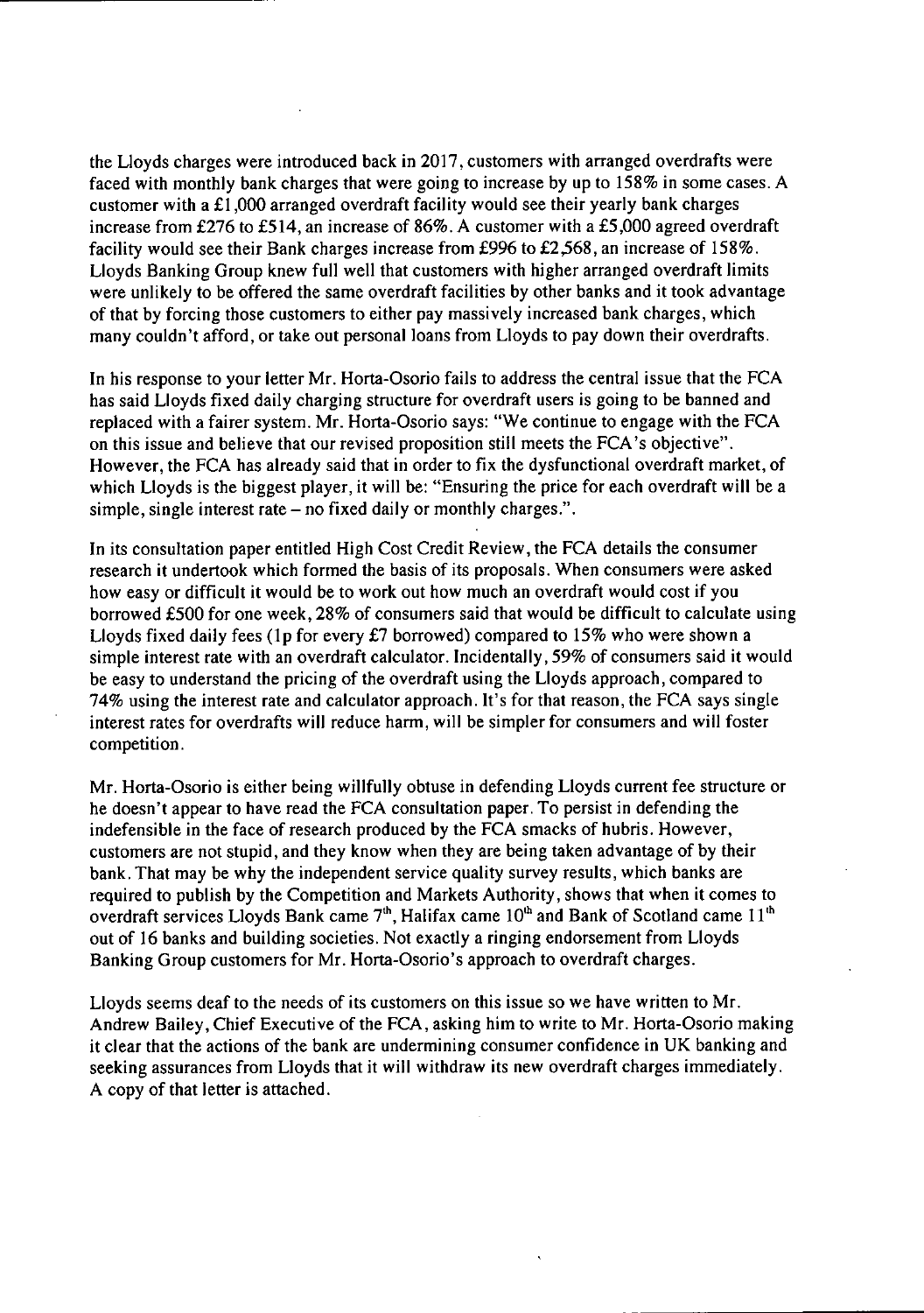the Lloyds charges were introduced back in 2017, customers with arranged overdrafts were faced with monthly bank charges that were going to increase by up to 158% in some cases. A customer with a £1,000 arranged overdraft facility would see their yearly bank charges increase from £276 to £514, an increase of 86%. A customer with a £5,000 agreed overdraft facility would see their Bank charges increase from £996 to £2,568, an increase of 158%. Lloyds Banking Group knew full well that customers with higher arranged overdraft limits were unlikely to be offered the same overdraft facilities by other banks and it took advantage of that by forcing those customers to either pay massively increased bank charges, which many couldn't afford, or take out personal loans from Lloyds to pay down their overdrafts.

In his response to your letter Mr. Horta-Osorio fails to address the central issue that the FCA has said Lloyds fixed daily charging structure for overdraft users is going to be banned and replaced with a fairer system. Mr. Horta-Osorio says: "We continue to engage with the FCA on this issue and believe that our revised proposition still meets the FCA's objective". However, the FCA has already said that in order to fix the dysfunctional overdraft market, of which Lloyds is the biggest player, it will be: "Ensuring the price for each overdraft will be a simple, single interest rate – no fixed daily or monthly charges.".

In its consultation paper entitled High Cost Credit Review, the FCA details the consumer research it undertook which formed the basis of its proposals. When consumers were asked how easy or difficult it would be to work out how much an overdraft would cost if you borrowed £500 for one week, 28% of consumers said that would be difficult to calculate using Lloyds fixed daily fees (1p for every £7 borrowed) compared to 15% who were shown a simple interest rate with an overdraft calculator. Incidentally, 59% of consumers said it would be easy to understand the pricing of the overdraft using the Lloyds approach, compared to 74% using the interest rate and calculator approach. It's for that reason, the FCA says single interest rates for overdrafts will reduce harm, will be simpler for consumers and will foster competition.

Mr. Horta-Osorio is either being willfully obtuse in defending Lloyds current fee structure or he doesn't appear to have read the FCA consultation paper. To persist in defending the indefensible in the face of research produced by the FCA smacks of hubris. However, customers are not stupid, and they know when they are being taken advantage of by their bank. That may be why the independent service quality survey results, which banks are required to publish by the Competition and Markets Authority, shows that when it comes to overdraft services Lloyds Bank came 7th, Halifax came 10th and Bank of Scotland came 11th out of 16 banks and building societies. Not exactly a ringing endorsement from Lloyds Banking Group customers for Mr. Horta-Osorio's approach to overdraft charges.

Lloyds seems deaf to the needs of its customers on this issue so we have written to Mr. Andrew Bailey, Chief Executive of the FCA, asking him to write to Mr. Horta-Osorio making it clear that the actions of the bank are undermining consumer confidence in UK banking and seeking assurances from Lloyds that it will withdraw its new overdraft charges immediately. A copy of that letter is attached.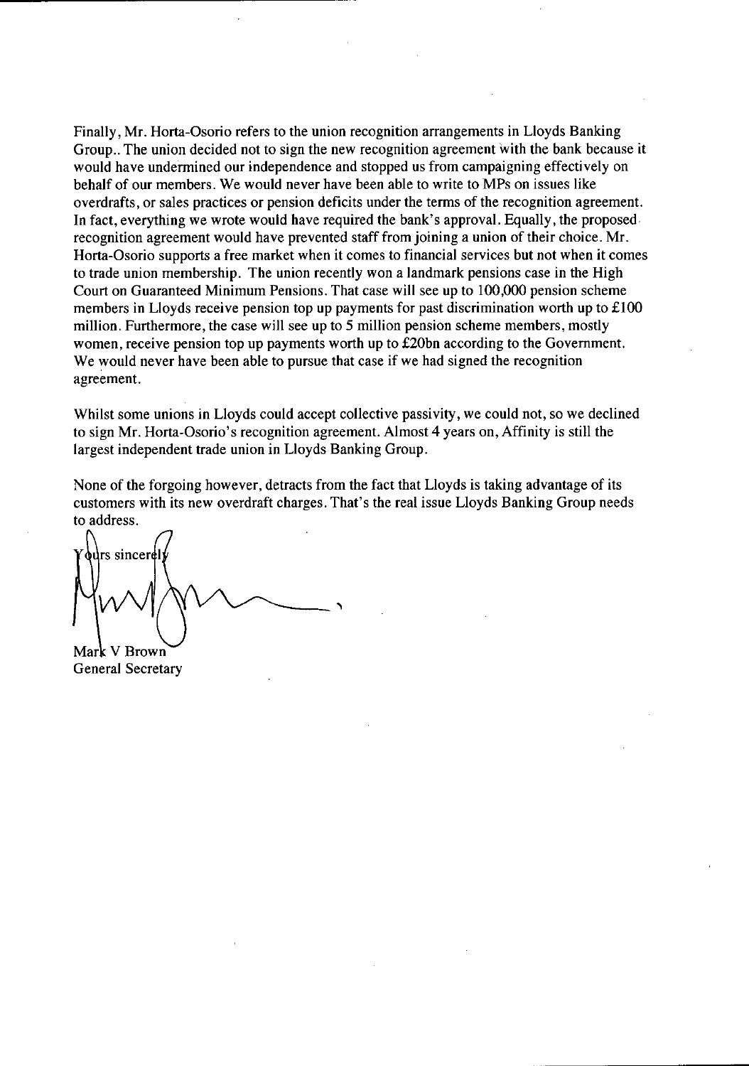Finally, Mr. Horta-Osorio refers to the union recognition arrangements in Lloyds Banking Group.. The union decided not to sign the new recognition agreement with the bank because it would have undermined our independence and stopped us from campaigning effectively on behalf of our members. We would never have been able to write to MPs on issues like overdrafts, or sales practices or pension deficits under the terms of the recognition agreement. In fact, everything we wrote would have required the bank's approval. Equally, the proposed recognition agreement would have prevented staff from joining a union of their choice. Mr. Horta-Osorio supports a free market when it comes to financial services but not when it comes to trade union membership. The union recently won a landmark pensions case in the High Court on Guaranteed Minimum Pensions. That case will see up to 100,000 pension scheme members in Lloyds receive pension top up payments for past discrimination worth up to £100 million. Furthermore, the case will see up to 5 million pension scheme members, mostly women, receive pension top up payments worth up to £20bn according to the Government. We would never have been able to pursue that case if we had signed the recognition agreement.

Whilst some unions in Lloyds could accept collective passivity, we could not, so we declined to sign Mr. Horta-Osorio's recognition agreement. Almost 4 years on, Affinity is still the largest independent trade union in Lloyds Banking Group.

None of the forgoing however, detracts from the fact that Lloyds is taking advantage of its customers with its new overdraft charges. That's the real issue Lloyds Banking Group needs to address.

Yours sincerely

Mark V Brown
General Secretary